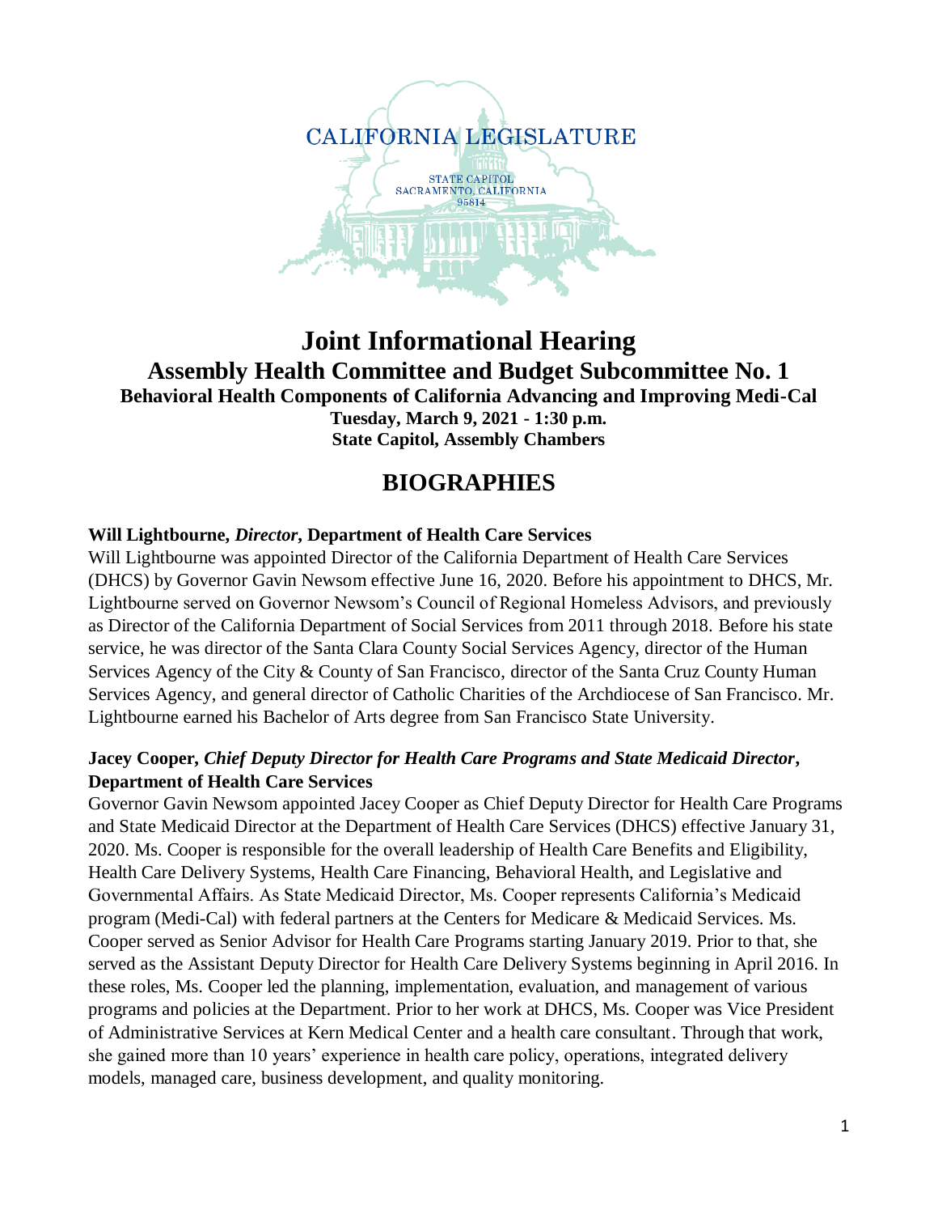CALIFORNIA LEGISLATURE

STATE CAPITOL
SACRAMENTO, CALIFORNIA
95814

# Joint Informational Hearing

## Assembly Health Committee and Budget Subcommittee No. 1

### Behavioral Health Components of California Advancing and Improving Medi-Cal

**Tuesday, March 9, 2021 - 1:30 p.m.**
**State Capitol, Assembly Chambers**

# BIOGRAPHIES

**Will Lightbourne, *Director*, Department of Health Care Services**

Will Lightbourne was appointed Director of the California Department of Health Care Services (DHCS) by Governor Gavin Newsom effective June 16, 2020. Before his appointment to DHCS, Mr. Lightbourne served on Governor Newsom's Council of Regional Homeless Advisors, and previously as Director of the California Department of Social Services from 2011 through 2018. Before his state service, he was director of the Santa Clara County Social Services Agency, director of the Human Services Agency of the City & County of San Francisco, director of the Santa Cruz County Human Services Agency, and general director of Catholic Charities of the Archdiocese of San Francisco. Mr. Lightbourne earned his Bachelor of Arts degree from San Francisco State University.

**Jacey Cooper, *Chief Deputy Director for Health Care Programs and State Medicaid Director*, Department of Health Care Services**

Governor Gavin Newsom appointed Jacey Cooper as Chief Deputy Director for Health Care Programs and State Medicaid Director at the Department of Health Care Services (DHCS) effective January 31, 2020. Ms. Cooper is responsible for the overall leadership of Health Care Benefits and Eligibility, Health Care Delivery Systems, Health Care Financing, Behavioral Health, and Legislative and Governmental Affairs. As State Medicaid Director, Ms. Cooper represents California's Medicaid program (Medi-Cal) with federal partners at the Centers for Medicare & Medicaid Services. Ms. Cooper served as Senior Advisor for Health Care Programs starting January 2019. Prior to that, she served as the Assistant Deputy Director for Health Care Delivery Systems beginning in April 2016. In these roles, Ms. Cooper led the planning, implementation, evaluation, and management of various programs and policies at the Department. Prior to her work at DHCS, Ms. Cooper was Vice President of Administrative Services at Kern Medical Center and a health care consultant. Through that work, she gained more than 10 years' experience in health care policy, operations, integrated delivery models, managed care, business development, and quality monitoring.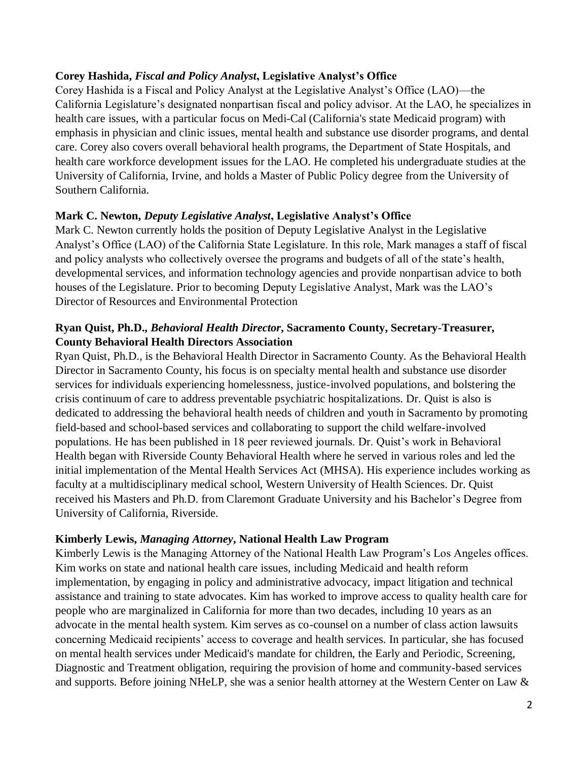**Corey Hashida,** ***Fiscal and Policy Analyst*****, Legislative Analyst's Office**

Corey Hashida is a Fiscal and Policy Analyst at the Legislative Analyst's Office (LAO)—the California Legislature's designated nonpartisan fiscal and policy advisor. At the LAO, he specializes in health care issues, with a particular focus on Medi-Cal (California's state Medicaid program) with emphasis in physician and clinic issues, mental health and substance use disorder programs, and dental care. Corey also covers overall behavioral health programs, the Department of State Hospitals, and health care workforce development issues for the LAO. He completed his undergraduate studies at the University of California, Irvine, and holds a Master of Public Policy degree from the University of Southern California.

**Mark C. Newton,** ***Deputy Legislative Analyst*****, Legislative Analyst's Office**

Mark C. Newton currently holds the position of Deputy Legislative Analyst in the Legislative Analyst's Office (LAO) of the California State Legislature. In this role, Mark manages a staff of fiscal and policy analysts who collectively oversee the programs and budgets of all of the state's health, developmental services, and information technology agencies and provide nonpartisan advice to both houses of the Legislature. Prior to becoming Deputy Legislative Analyst, Mark was the LAO's Director of Resources and Environmental Protection

**Ryan Quist, Ph.D.,** ***Behavioral Health Director*****, Sacramento County, Secretary-Treasurer, County Behavioral Health Directors Association**

Ryan Quist, Ph.D., is the Behavioral Health Director in Sacramento County. As the Behavioral Health Director in Sacramento County, his focus is on specialty mental health and substance use disorder services for individuals experiencing homelessness, justice-involved populations, and bolstering the crisis continuum of care to address preventable psychiatric hospitalizations. Dr. Quist is also is dedicated to addressing the behavioral health needs of children and youth in Sacramento by promoting field-based and school-based services and collaborating to support the child welfare-involved populations. He has been published in 18 peer reviewed journals. Dr. Quist's work in Behavioral Health began with Riverside County Behavioral Health where he served in various roles and led the initial implementation of the Mental Health Services Act (MHSA). His experience includes working as faculty at a multidisciplinary medical school, Western University of Health Sciences. Dr. Quist received his Masters and Ph.D. from Claremont Graduate University and his Bachelor's Degree from University of California, Riverside.

**Kimberly Lewis,** ***Managing Attorney*****, National Health Law Program**

Kimberly Lewis is the Managing Attorney of the National Health Law Program's Los Angeles offices. Kim works on state and national health care issues, including Medicaid and health reform implementation, by engaging in policy and administrative advocacy, impact litigation and technical assistance and training to state advocates. Kim has worked to improve access to quality health care for people who are marginalized in California for more than two decades, including 10 years as an advocate in the mental health system. Kim serves as co-counsel on a number of class action lawsuits concerning Medicaid recipients' access to coverage and health services. In particular, she has focused on mental health services under Medicaid's mandate for children, the Early and Periodic, Screening, Diagnostic and Treatment obligation, requiring the provision of home and community-based services and supports. Before joining NHeLP, she was a senior health attorney at the Western Center on Law &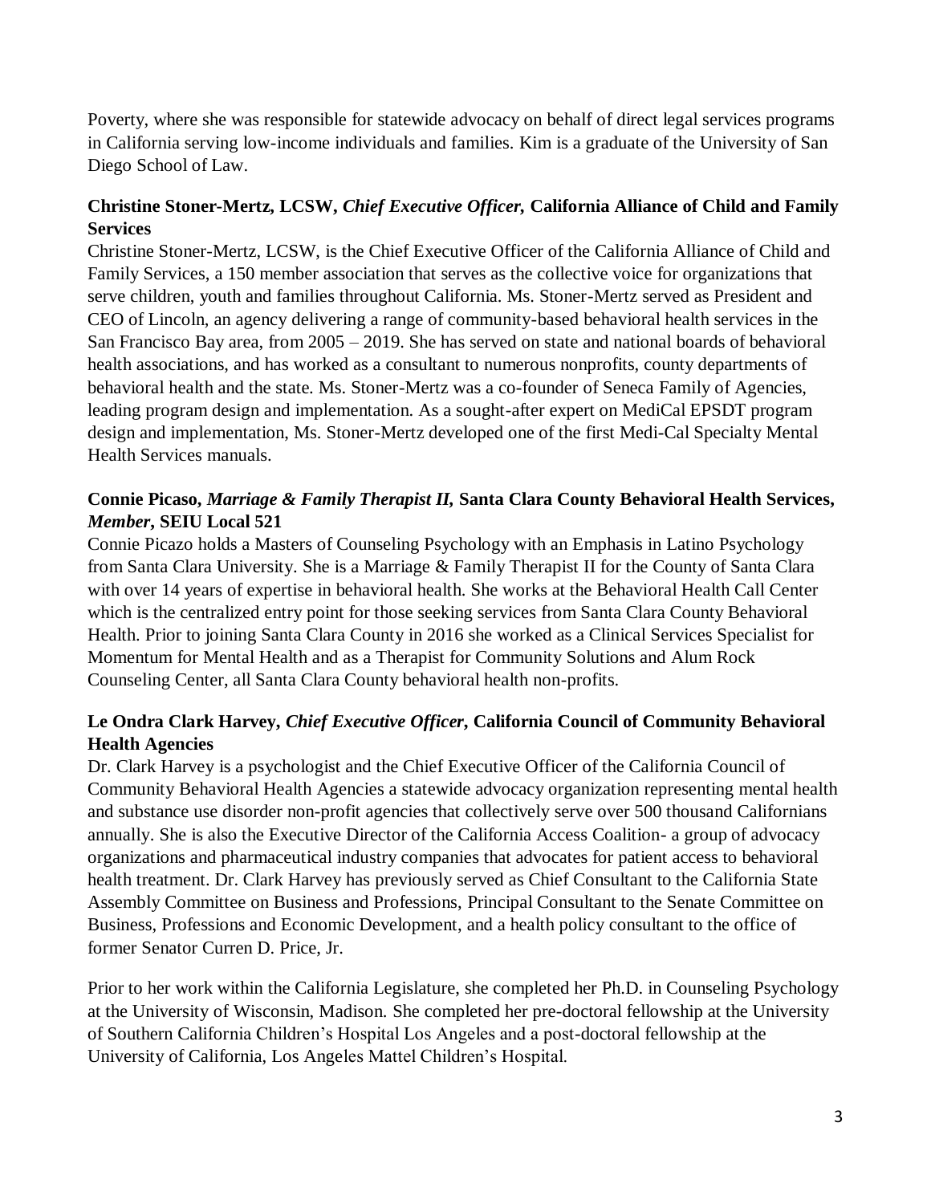Poverty, where she was responsible for statewide advocacy on behalf of direct legal services programs in California serving low-income individuals and families. Kim is a graduate of the University of San Diego School of Law.

**Christine Stoner-Mertz, LCSW,** ***Chief Executive Officer,*** **California Alliance of Child and Family Services**

Christine Stoner-Mertz, LCSW, is the Chief Executive Officer of the California Alliance of Child and Family Services, a 150 member association that serves as the collective voice for organizations that serve children, youth and families throughout California. Ms. Stoner-Mertz served as President and CEO of Lincoln, an agency delivering a range of community-based behavioral health services in the San Francisco Bay area, from 2005 – 2019. She has served on state and national boards of behavioral health associations, and has worked as a consultant to numerous nonprofits, county departments of behavioral health and the state. Ms. Stoner-Mertz was a co-founder of Seneca Family of Agencies, leading program design and implementation. As a sought-after expert on MediCal EPSDT program design and implementation, Ms. Stoner-Mertz developed one of the first Medi-Cal Specialty Mental Health Services manuals.

**Connie Picaso,** ***Marriage & Family Therapist II,*** **Santa Clara County Behavioral Health Services,** ***Member*****, SEIU Local 521**

Connie Picazo holds a Masters of Counseling Psychology with an Emphasis in Latino Psychology from Santa Clara University. She is a Marriage & Family Therapist II for the County of Santa Clara with over 14 years of expertise in behavioral health. She works at the Behavioral Health Call Center which is the centralized entry point for those seeking services from Santa Clara County Behavioral Health. Prior to joining Santa Clara County in 2016 she worked as a Clinical Services Specialist for Momentum for Mental Health and as a Therapist for Community Solutions and Alum Rock Counseling Center, all Santa Clara County behavioral health non-profits.

**Le Ondra Clark Harvey,** ***Chief Executive Officer,*** **California Council of Community Behavioral Health Agencies**

Dr. Clark Harvey is a psychologist and the Chief Executive Officer of the California Council of Community Behavioral Health Agencies a statewide advocacy organization representing mental health and substance use disorder non-profit agencies that collectively serve over 500 thousand Californians annually. She is also the Executive Director of the California Access Coalition- a group of advocacy organizations and pharmaceutical industry companies that advocates for patient access to behavioral health treatment. Dr. Clark Harvey has previously served as Chief Consultant to the California State Assembly Committee on Business and Professions, Principal Consultant to the Senate Committee on Business, Professions and Economic Development, and a health policy consultant to the office of former Senator Curren D. Price, Jr.

Prior to her work within the California Legislature, she completed her Ph.D. in Counseling Psychology at the University of Wisconsin, Madison. She completed her pre-doctoral fellowship at the University of Southern California Children's Hospital Los Angeles and a post-doctoral fellowship at the University of California, Los Angeles Mattel Children's Hospital.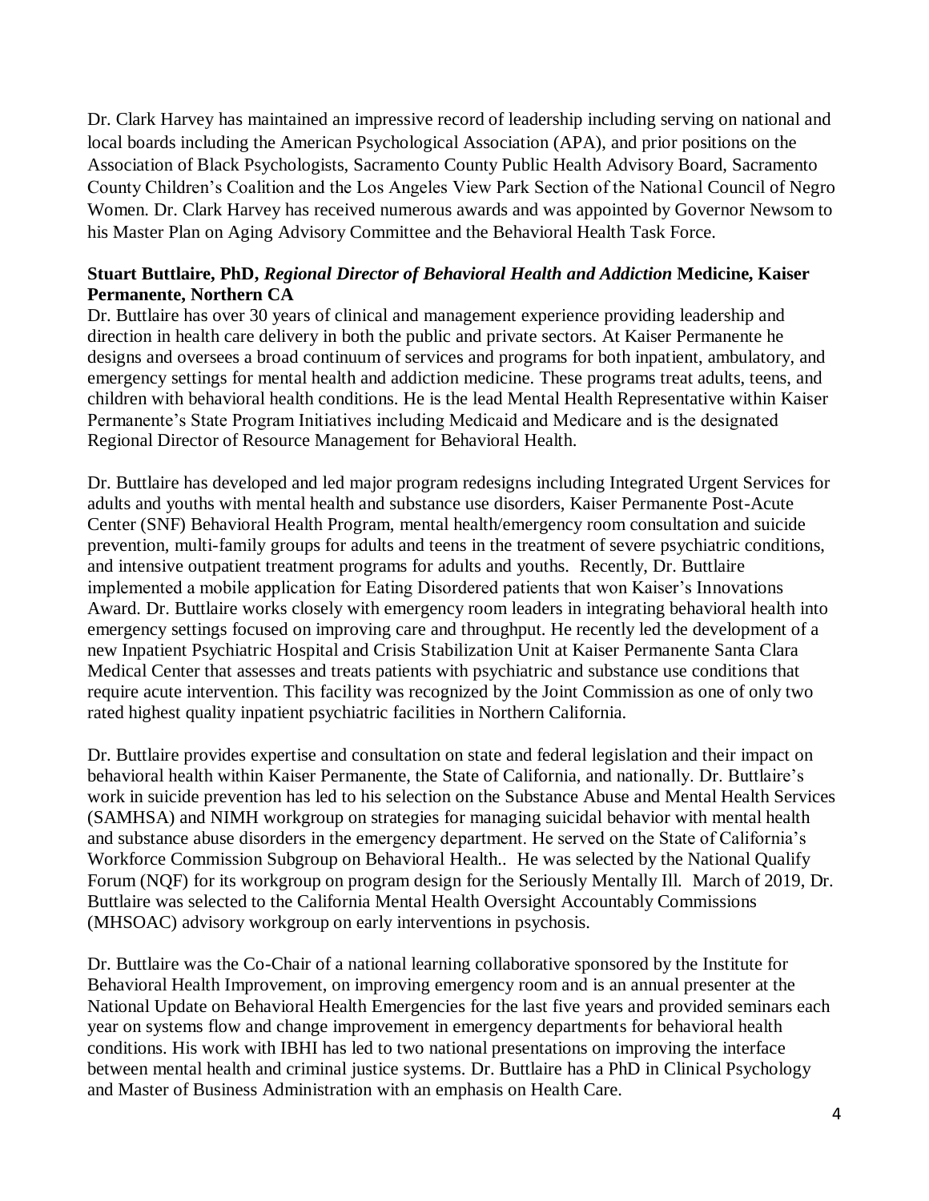Dr. Clark Harvey has maintained an impressive record of leadership including serving on national and local boards including the American Psychological Association (APA), and prior positions on the Association of Black Psychologists, Sacramento County Public Health Advisory Board, Sacramento County Children's Coalition and the Los Angeles View Park Section of the National Council of Negro Women. Dr. Clark Harvey has received numerous awards and was appointed by Governor Newsom to his Master Plan on Aging Advisory Committee and the Behavioral Health Task Force.

**Stuart Buttlaire, PhD,** ***Regional Director of Behavioral Health and Addiction*** **Medicine, Kaiser Permanente, Northern CA**

Dr. Buttlaire has over 30 years of clinical and management experience providing leadership and direction in health care delivery in both the public and private sectors. At Kaiser Permanente he designs and oversees a broad continuum of services and programs for both inpatient, ambulatory, and emergency settings for mental health and addiction medicine. These programs treat adults, teens, and children with behavioral health conditions. He is the lead Mental Health Representative within Kaiser Permanente's State Program Initiatives including Medicaid and Medicare and is the designated Regional Director of Resource Management for Behavioral Health.

Dr. Buttlaire has developed and led major program redesigns including Integrated Urgent Services for adults and youths with mental health and substance use disorders, Kaiser Permanente Post-Acute Center (SNF) Behavioral Health Program, mental health/emergency room consultation and suicide prevention, multi-family groups for adults and teens in the treatment of severe psychiatric conditions, and intensive outpatient treatment programs for adults and youths. Recently, Dr. Buttlaire implemented a mobile application for Eating Disordered patients that won Kaiser's Innovations Award. Dr. Buttlaire works closely with emergency room leaders in integrating behavioral health into emergency settings focused on improving care and throughput. He recently led the development of a new Inpatient Psychiatric Hospital and Crisis Stabilization Unit at Kaiser Permanente Santa Clara Medical Center that assesses and treats patients with psychiatric and substance use conditions that require acute intervention. This facility was recognized by the Joint Commission as one of only two rated highest quality inpatient psychiatric facilities in Northern California.

Dr. Buttlaire provides expertise and consultation on state and federal legislation and their impact on behavioral health within Kaiser Permanente, the State of California, and nationally. Dr. Buttlaire's work in suicide prevention has led to his selection on the Substance Abuse and Mental Health Services (SAMHSA) and NIMH workgroup on strategies for managing suicidal behavior with mental health and substance abuse disorders in the emergency department. He served on the State of California's Workforce Commission Subgroup on Behavioral Health.. He was selected by the National Qualify Forum (NQF) for its workgroup on program design for the Seriously Mentally Ill. March of 2019, Dr. Buttlaire was selected to the California Mental Health Oversight Accountably Commissions (MHSOAC) advisory workgroup on early interventions in psychosis.

Dr. Buttlaire was the Co-Chair of a national learning collaborative sponsored by the Institute for Behavioral Health Improvement, on improving emergency room and is an annual presenter at the National Update on Behavioral Health Emergencies for the last five years and provided seminars each year on systems flow and change improvement in emergency departments for behavioral health conditions. His work with IBHI has led to two national presentations on improving the interface between mental health and criminal justice systems. Dr. Buttlaire has a PhD in Clinical Psychology and Master of Business Administration with an emphasis on Health Care.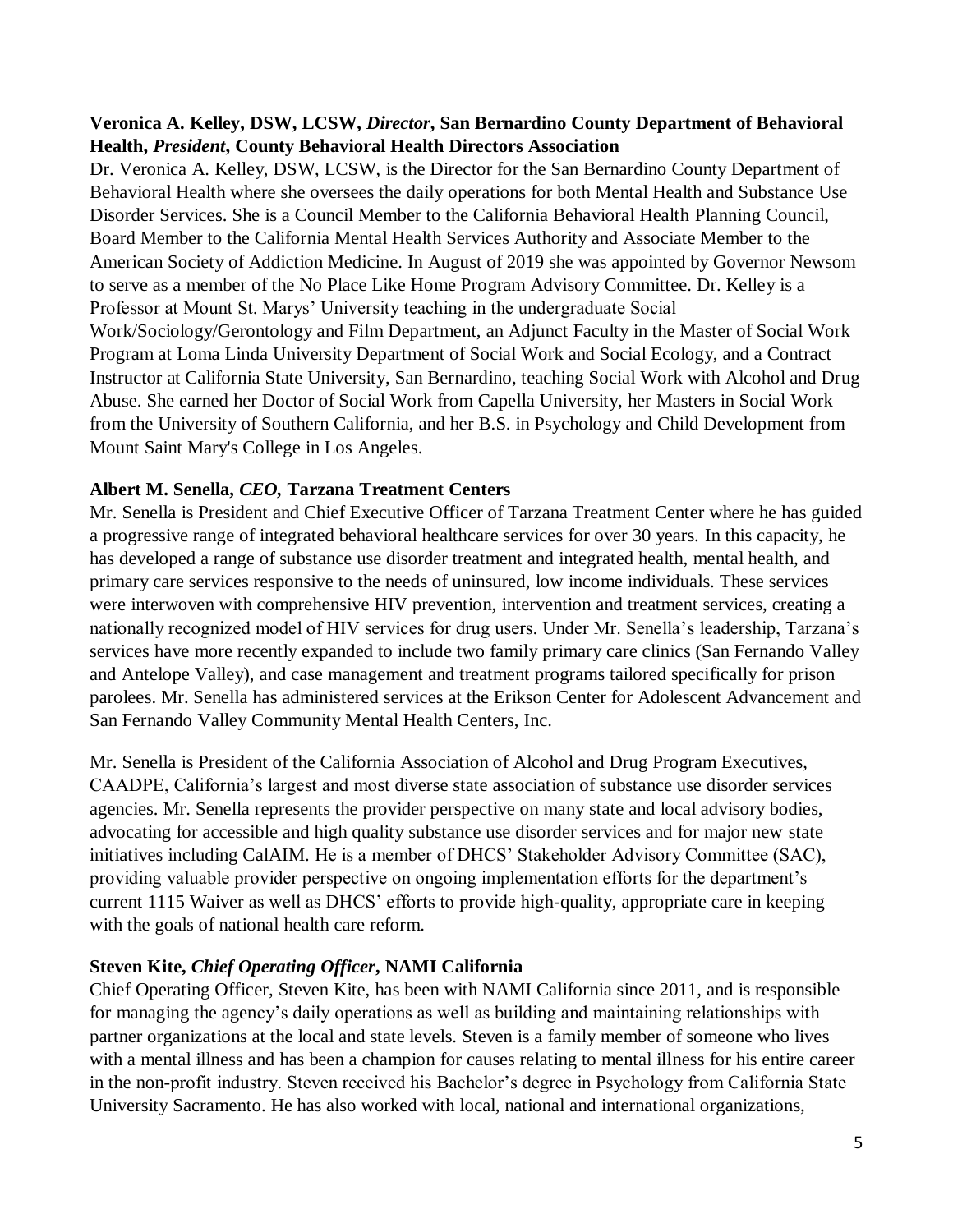**Veronica A. Kelley, DSW, LCSW, *Director*, San Bernardino County Department of Behavioral Health, *President*, County Behavioral Health Directors Association**

Dr. Veronica A. Kelley, DSW, LCSW, is the Director for the San Bernardino County Department of Behavioral Health where she oversees the daily operations for both Mental Health and Substance Use Disorder Services. She is a Council Member to the California Behavioral Health Planning Council, Board Member to the California Mental Health Services Authority and Associate Member to the American Society of Addiction Medicine. In August of 2019 she was appointed by Governor Newsom to serve as a member of the No Place Like Home Program Advisory Committee. Dr. Kelley is a Professor at Mount St. Marys' University teaching in the undergraduate Social Work/Sociology/Gerontology and Film Department, an Adjunct Faculty in the Master of Social Work Program at Loma Linda University Department of Social Work and Social Ecology, and a Contract Instructor at California State University, San Bernardino, teaching Social Work with Alcohol and Drug Abuse. She earned her Doctor of Social Work from Capella University, her Masters in Social Work from the University of Southern California, and her B.S. in Psychology and Child Development from Mount Saint Mary's College in Los Angeles.

**Albert M. Senella, *CEO*, Tarzana Treatment Centers**

Mr. Senella is President and Chief Executive Officer of Tarzana Treatment Center where he has guided a progressive range of integrated behavioral healthcare services for over 30 years. In this capacity, he has developed a range of substance use disorder treatment and integrated health, mental health, and primary care services responsive to the needs of uninsured, low income individuals. These services were interwoven with comprehensive HIV prevention, intervention and treatment services, creating a nationally recognized model of HIV services for drug users. Under Mr. Senella's leadership, Tarzana's services have more recently expanded to include two family primary care clinics (San Fernando Valley and Antelope Valley), and case management and treatment programs tailored specifically for prison parolees. Mr. Senella has administered services at the Erikson Center for Adolescent Advancement and San Fernando Valley Community Mental Health Centers, Inc.

Mr. Senella is President of the California Association of Alcohol and Drug Program Executives, CAADPE, California's largest and most diverse state association of substance use disorder services agencies. Mr. Senella represents the provider perspective on many state and local advisory bodies, advocating for accessible and high quality substance use disorder services and for major new state initiatives including CalAIM. He is a member of DHCS' Stakeholder Advisory Committee (SAC), providing valuable provider perspective on ongoing implementation efforts for the department's current 1115 Waiver as well as DHCS' efforts to provide high-quality, appropriate care in keeping with the goals of national health care reform.

**Steven Kite, *Chief Operating Officer*, NAMI California**

Chief Operating Officer, Steven Kite, has been with NAMI California since 2011, and is responsible for managing the agency's daily operations as well as building and maintaining relationships with partner organizations at the local and state levels. Steven is a family member of someone who lives with a mental illness and has been a champion for causes relating to mental illness for his entire career in the non-profit industry. Steven received his Bachelor's degree in Psychology from California State University Sacramento. He has also worked with local, national and international organizations,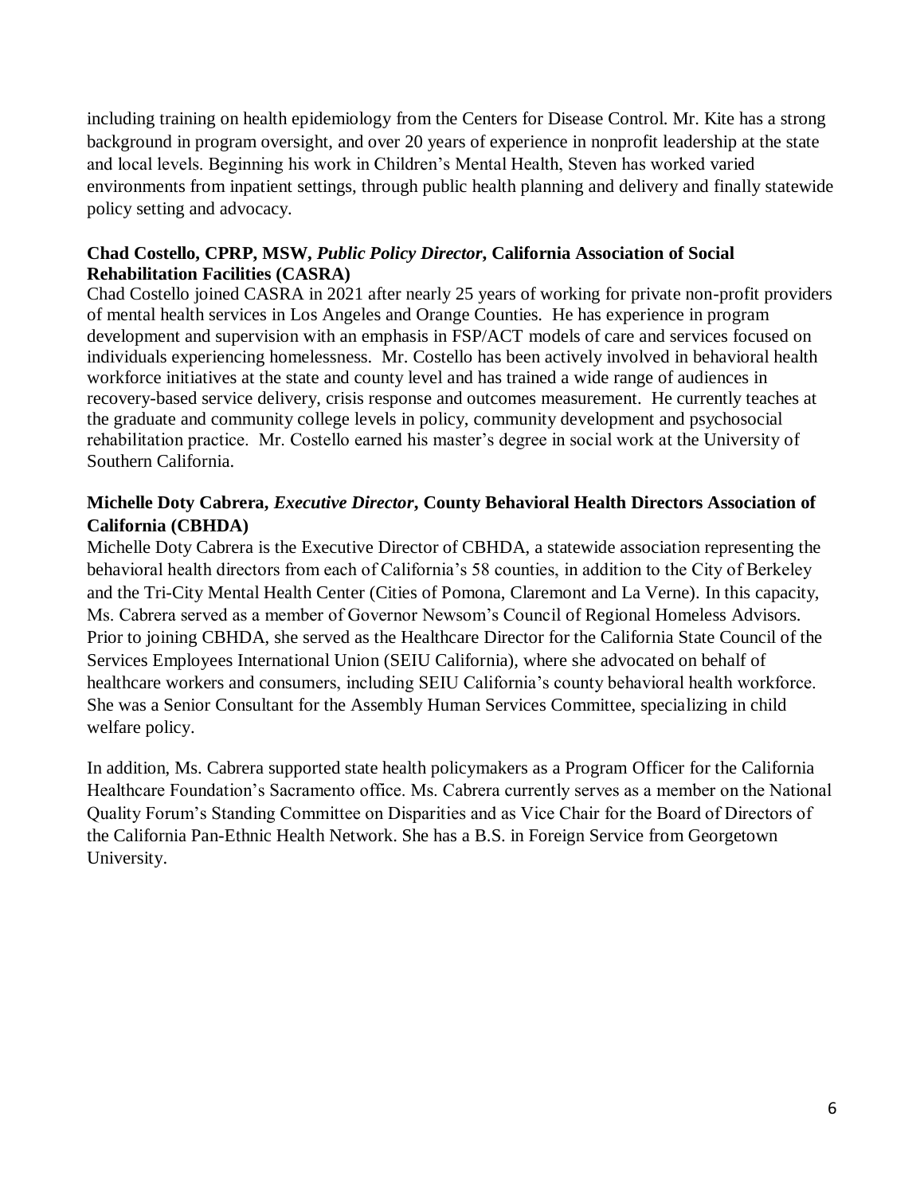including training on health epidemiology from the Centers for Disease Control. Mr. Kite has a strong background in program oversight, and over 20 years of experience in nonprofit leadership at the state and local levels. Beginning his work in Children's Mental Health, Steven has worked varied environments from inpatient settings, through public health planning and delivery and finally statewide policy setting and advocacy.

**Chad Costello, CPRP, MSW, *Public Policy Director*, California Association of Social Rehabilitation Facilities (CASRA)**

Chad Costello joined CASRA in 2021 after nearly 25 years of working for private non-profit providers of mental health services in Los Angeles and Orange Counties. He has experience in program development and supervision with an emphasis in FSP/ACT models of care and services focused on individuals experiencing homelessness. Mr. Costello has been actively involved in behavioral health workforce initiatives at the state and county level and has trained a wide range of audiences in recovery-based service delivery, crisis response and outcomes measurement. He currently teaches at the graduate and community college levels in policy, community development and psychosocial rehabilitation practice. Mr. Costello earned his master's degree in social work at the University of Southern California.

**Michelle Doty Cabrera, *Executive Director*, County Behavioral Health Directors Association of California (CBHDA)**

Michelle Doty Cabrera is the Executive Director of CBHDA, a statewide association representing the behavioral health directors from each of California's 58 counties, in addition to the City of Berkeley and the Tri-City Mental Health Center (Cities of Pomona, Claremont and La Verne). In this capacity, Ms. Cabrera served as a member of Governor Newsom's Council of Regional Homeless Advisors. Prior to joining CBHDA, she served as the Healthcare Director for the California State Council of the Services Employees International Union (SEIU California), where she advocated on behalf of healthcare workers and consumers, including SEIU California's county behavioral health workforce. She was a Senior Consultant for the Assembly Human Services Committee, specializing in child welfare policy.

In addition, Ms. Cabrera supported state health policymakers as a Program Officer for the California Healthcare Foundation's Sacramento office. Ms. Cabrera currently serves as a member on the National Quality Forum's Standing Committee on Disparities and as Vice Chair for the Board of Directors of the California Pan-Ethnic Health Network. She has a B.S. in Foreign Service from Georgetown University.